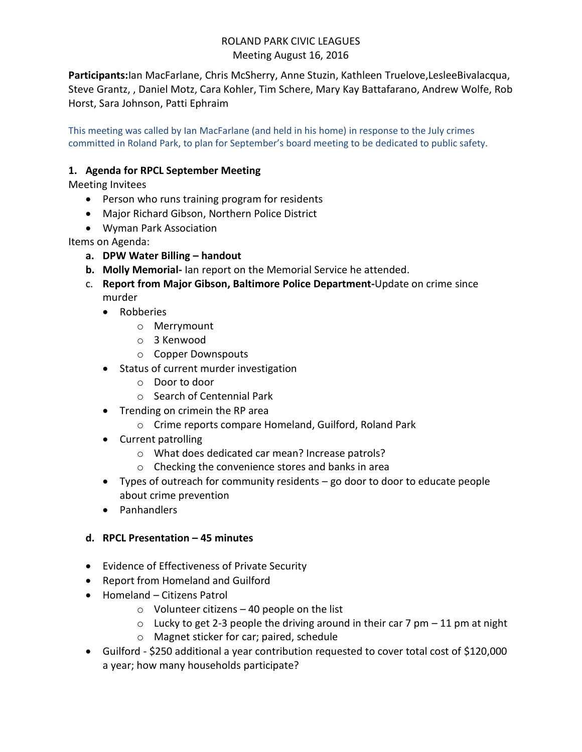ROLAND PARK CIVIC LEAGUES
Meeting August 16, 2016

**Participants:**Ian MacFarlane, Chris McSherry, Anne Stuzin, Kathleen Truelove,LesleeBivalacqua, Steve Grantz, , Daniel Motz, Cara Kohler, Tim Schere, Mary Kay Battafarano, Andrew Wolfe, Rob Horst, Sara Johnson, Patti Ephraim

This meeting was called by Ian MacFarlane (and held in his home) in response to the July crimes committed in Roland Park, to plan for September's board meeting to be dedicated to public safety.

## 1. Agenda for RPCL September Meeting

Meeting Invitees

- Person who runs training program for residents
- Major Richard Gibson, Northern Police District
- Wyman Park Association

Items on Agenda:

a. **DPW Water Billing – handout**
b. **Molly Memorial-** Ian report on the Memorial Service he attended.
c. **Report from Major Gibson, Baltimore Police Department-**Update on crime since murder
   - Robberies
     - Merrymount
     - 3 Kenwood
     - Copper Downspouts
   - Status of current murder investigation
     - Door to door
     - Search of Centennial Park
   - Trending on crimein the RP area
     - Crime reports compare Homeland, Guilford, Roland Park
   - Current patrolling
     - What does dedicated car mean? Increase patrols?
     - Checking the convenience stores and banks in area
   - Types of outreach for community residents – go door to door to educate people about crime prevention
   - Panhandlers

d. **RPCL Presentation – 45 minutes**

- Evidence of Effectiveness of Private Security
- Report from Homeland and Guilford
- Homeland – Citizens Patrol
  - Volunteer citizens – 40 people on the list
  - Lucky to get 2-3 people the driving around in their car 7 pm – 11 pm at night
  - Magnet sticker for car; paired, schedule
- Guilford - $250 additional a year contribution requested to cover total cost of $120,000 a year; how many households participate?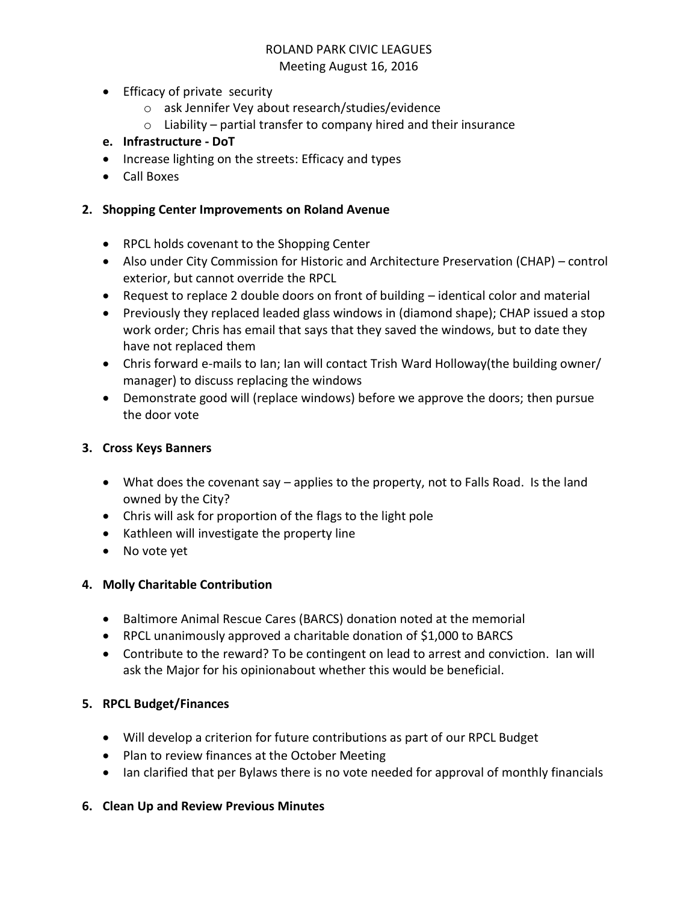ROLAND PARK CIVIC LEAGUES
Meeting August 16, 2016

- Efficacy of private security
  - ask Jennifer Vey about research/studies/evidence
  - Liability – partial transfer to company hired and their insurance

**e. Infrastructure - DoT**

- Increase lighting on the streets: Efficacy and types
- Call Boxes

## 2. Shopping Center Improvements on Roland Avenue

- RPCL holds covenant to the Shopping Center
- Also under City Commission for Historic and Architecture Preservation (CHAP) – control exterior, but cannot override the RPCL
- Request to replace 2 double doors on front of building – identical color and material
- Previously they replaced leaded glass windows in (diamond shape); CHAP issued a stop work order; Chris has email that says that they saved the windows, but to date they have not replaced them
- Chris forward e-mails to Ian; Ian will contact Trish Ward Holloway(the building owner/ manager) to discuss replacing the windows
- Demonstrate good will (replace windows) before we approve the doors; then pursue the door vote

## 3. Cross Keys Banners

- What does the covenant say – applies to the property, not to Falls Road. Is the land owned by the City?
- Chris will ask for proportion of the flags to the light pole
- Kathleen will investigate the property line
- No vote yet

## 4. Molly Charitable Contribution

- Baltimore Animal Rescue Cares (BARCS) donation noted at the memorial
- RPCL unanimously approved a charitable donation of $1,000 to BARCS
- Contribute to the reward? To be contingent on lead to arrest and conviction. Ian will ask the Major for his opinionabout whether this would be beneficial.

## 5. RPCL Budget/Finances

- Will develop a criterion for future contributions as part of our RPCL Budget
- Plan to review finances at the October Meeting
- Ian clarified that per Bylaws there is no vote needed for approval of monthly financials

## 6. Clean Up and Review Previous Minutes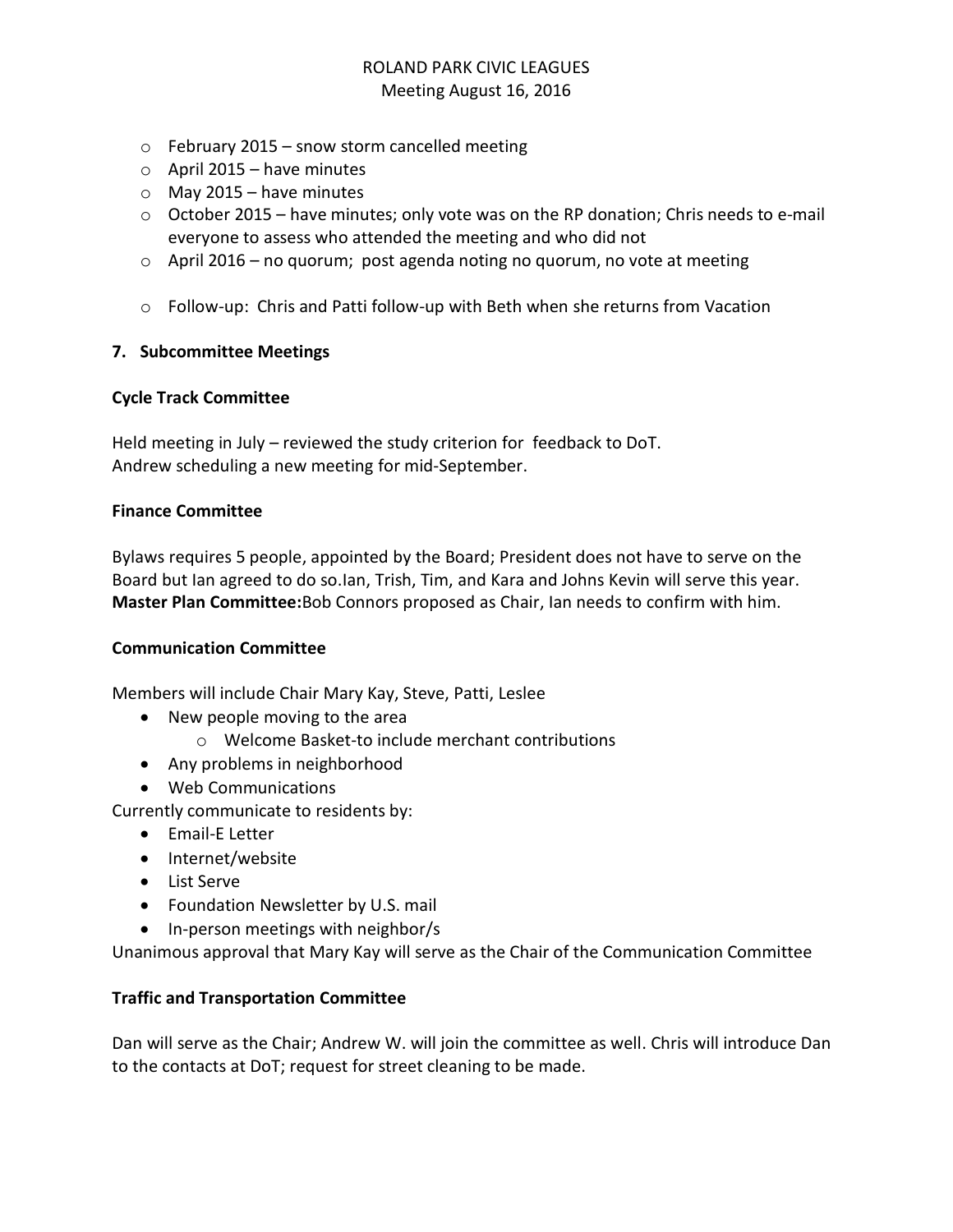- February 2015 – snow storm cancelled meeting
- April 2015 – have minutes
- May 2015 – have minutes
- October 2015 – have minutes; only vote was on the RP donation; Chris needs to e-mail everyone to assess who attended the meeting and who did not
- April 2016 – no quorum; post agenda noting no quorum, no vote at meeting

- Follow-up: Chris and Patti follow-up with Beth when she returns from Vacation

**7. Subcommittee Meetings**

**Cycle Track Committee**

Held meeting in July – reviewed the study criterion for feedback to DoT.
Andrew scheduling a new meeting for mid-September.

**Finance Committee**

Bylaws requires 5 people, appointed by the Board; President does not have to serve on the Board but Ian agreed to do so.Ian, Trish, Tim, and Kara and Johns Kevin will serve this year.
**Master Plan Committee:**Bob Connors proposed as Chair, Ian needs to confirm with him.

**Communication Committee**

Members will include Chair Mary Kay, Steve, Patti, Leslee

- New people moving to the area
  - Welcome Basket-to include merchant contributions
- Any problems in neighborhood
- Web Communications

Currently communicate to residents by:

- Email-E Letter
- Internet/website
- List Serve
- Foundation Newsletter by U.S. mail
- In-person meetings with neighbor/s

Unanimous approval that Mary Kay will serve as the Chair of the Communication Committee

**Traffic and Transportation Committee**

Dan will serve as the Chair; Andrew W. will join the committee as well. Chris will introduce Dan to the contacts at DoT; request for street cleaning to be made.